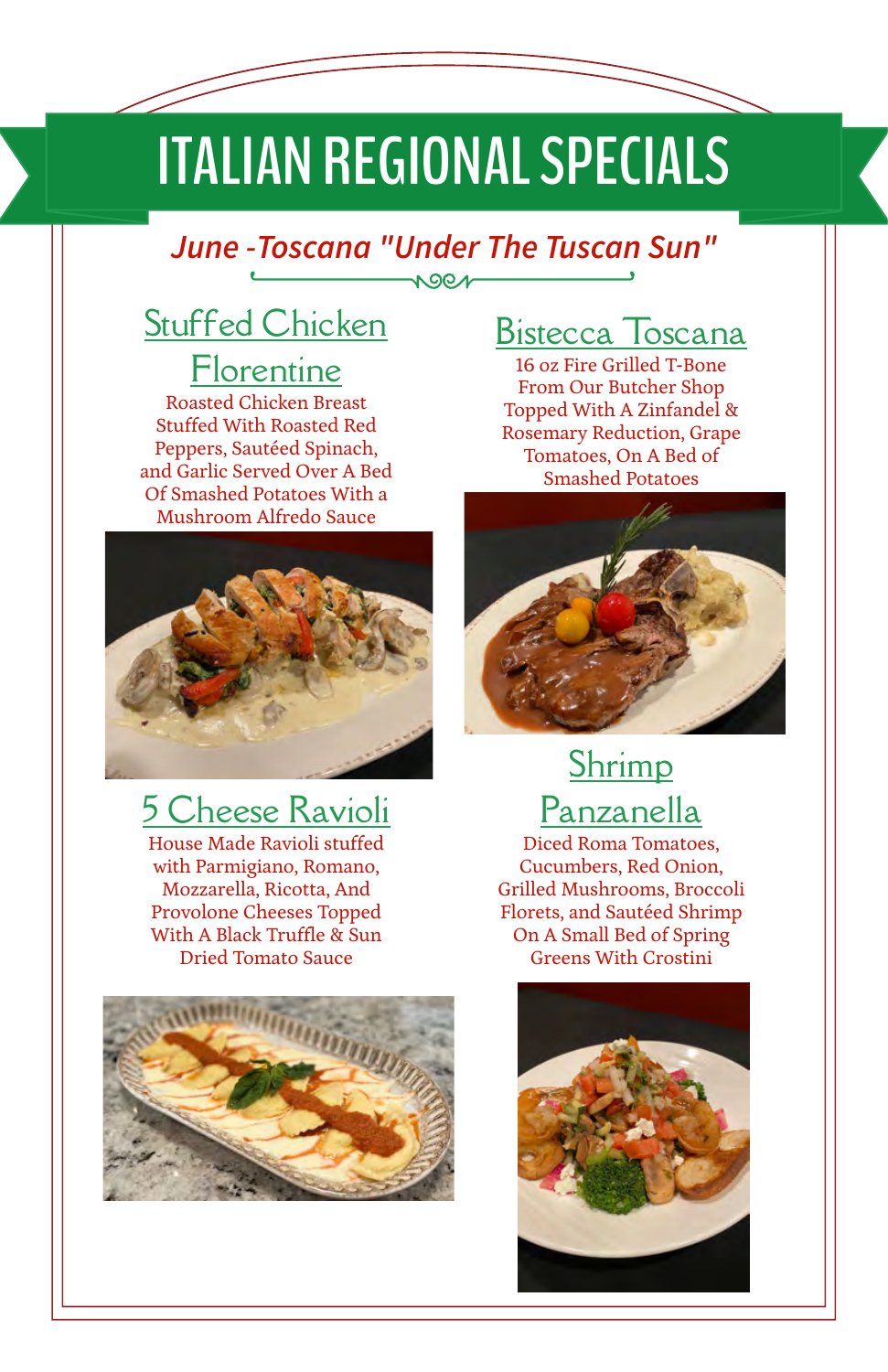# ITALIAN REGIONAL SPECIALS

*June -Toscana "Under The Tuscan Sun"*

## Stuffed Chicken Florentine

Roasted Chicken Breast Stuffed With Roasted Red Peppers, Sautéed Spinach, and Garlic Served Over A Bed Of Smashed Potatoes With a Mushroom Alfredo Sauce

## 5 Cheese Ravioli

House Made Ravioli stuffed with Parmigiano, Romano, Mozzarella, Ricotta, And Provolone Cheeses Topped With A Black Truffle & Sun Dried Tomato Sauce

## Bistecca Toscana

16 oz Fire Grilled T-Bone From Our Butcher Shop Topped With A Zinfandel & Rosemary Reduction, Grape Tomatoes, On A Bed of Smashed Potatoes

## Shrimp Panzanella

Diced Roma Tomatoes, Cucumbers, Red Onion, Grilled Mushrooms, Broccoli Florets, and Sautéed Shrimp On A Small Bed of Spring Greens With Crostini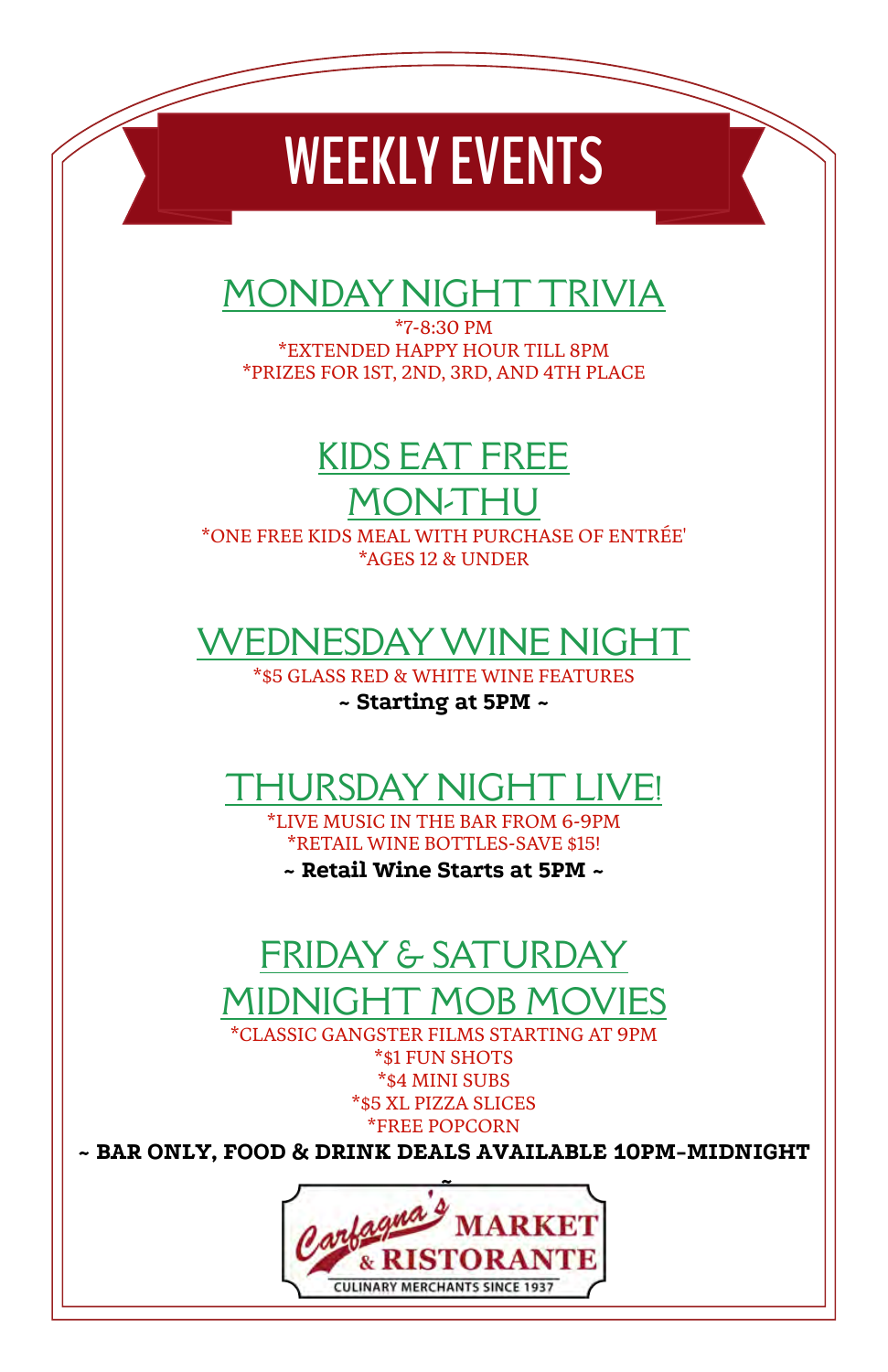# WEEKLY EVENTS

## MONDAY NIGHT TRIVIA

*7-8:30 PM
*EXTENDED HAPPY HOUR TILL 8PM
*PRIZES FOR 1ST, 2ND, 3RD, AND 4TH PLACE

## KIDS EAT FREE MON-THU

*ONE FREE KIDS MEAL WITH PURCHASE OF ENTRÉE'
*AGES 12 & UNDER

## WEDNESDAY WINE NIGHT

*$5 GLASS RED & WHITE WINE FEATURES
**~ Starting at 5PM ~**

## THURSDAY NIGHT LIVE!

*LIVE MUSIC IN THE BAR FROM 6-9PM
*RETAIL WINE BOTTLES-SAVE $15!
**~ Retail Wine Starts at 5PM ~**

## FRIDAY & SATURDAY MIDNIGHT MOB MOVIES

*CLASSIC GANGSTER FILMS STARTING AT 9PM
*$1 FUN SHOTS
*$4 MINI SUBS
*$5 XL PIZZA SLICES
*FREE POPCORN

**~ BAR ONLY, FOOD & DRINK DEALS AVAILABLE 10PM-MIDNIGHT ~**

Carfagna's MARKET & RISTORANTE
CULINARY MERCHANTS SINCE 1937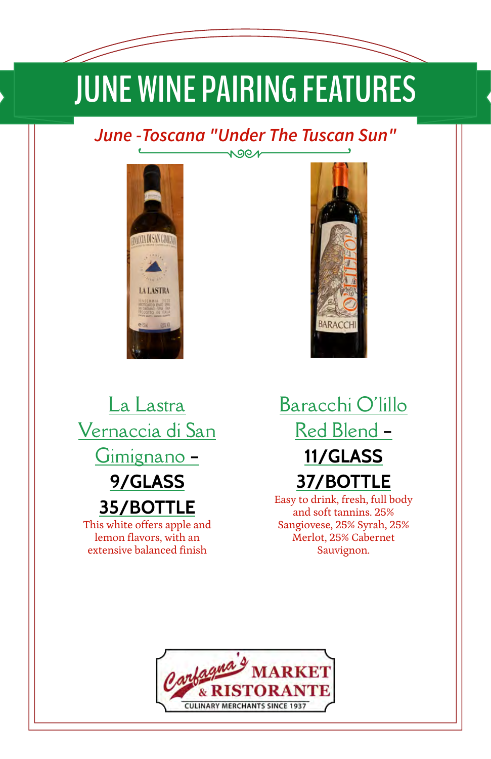# JUNE WINE PAIRING FEATURES

*June -Toscana "Under The Tuscan Sun"*

La Lastra Vernaccia di San Gimignano –

**9/GLASS**

**35/BOTTLE**

This white offers apple and lemon flavors, with an extensive balanced finish

Baracchi O'lillo Red Blend –

**11/GLASS**

**37/BOTTLE**

Easy to drink, fresh, full body and soft tannins. 25% Sangiovese, 25% Syrah, 25% Merlot, 25% Cabernet Sauvignon.

Carfagna's MARKET & RISTORANTE

CULINARY MERCHANTS SINCE 1937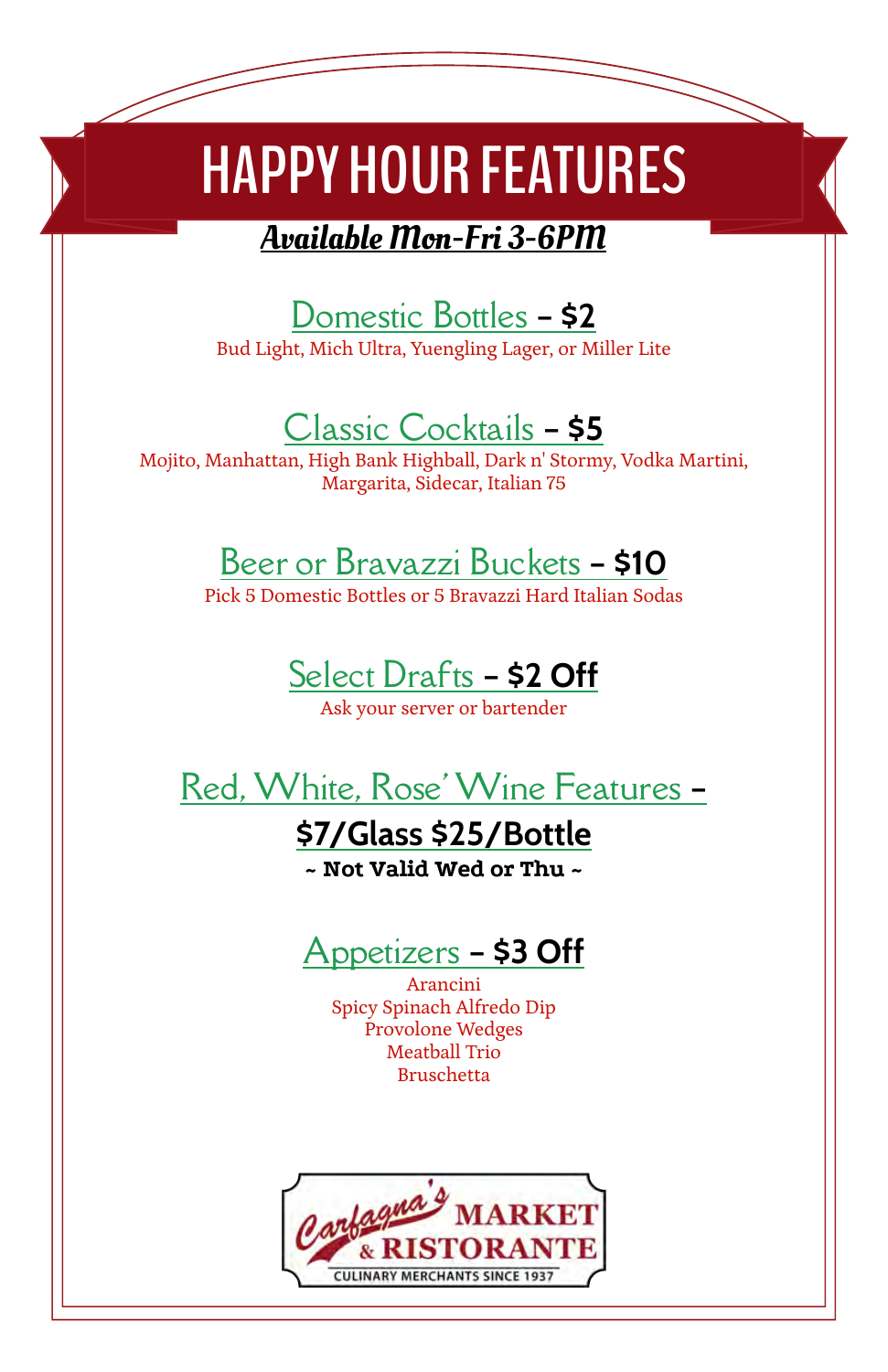# HAPPY HOUR FEATURES

***Available Mon-Fri 3-6PM***

## Domestic Bottles – $2

Bud Light, Mich Ultra, Yuengling Lager, or Miller Lite

## Classic Cocktails – $5

Mojito, Manhattan, High Bank Highball, Dark n' Stormy, Vodka Martini, Margarita, Sidecar, Italian 75

## Beer or Bravazzi Buckets – $10

Pick 5 Domestic Bottles or 5 Bravazzi Hard Italian Sodas

## Select Drafts – $2 Off

Ask your server or bartender

## Red, White, Rose' Wine Features –

**$7/Glass $25/Bottle**

**~ Not Valid Wed or Thu ~**

## Appetizers – $3 Off

Arancini
Spicy Spinach Alfredo Dip
Provolone Wedges
Meatball Trio
Bruschetta

Carfagna's MARKET & RISTORANTE
CULINARY MERCHANTS SINCE 1937